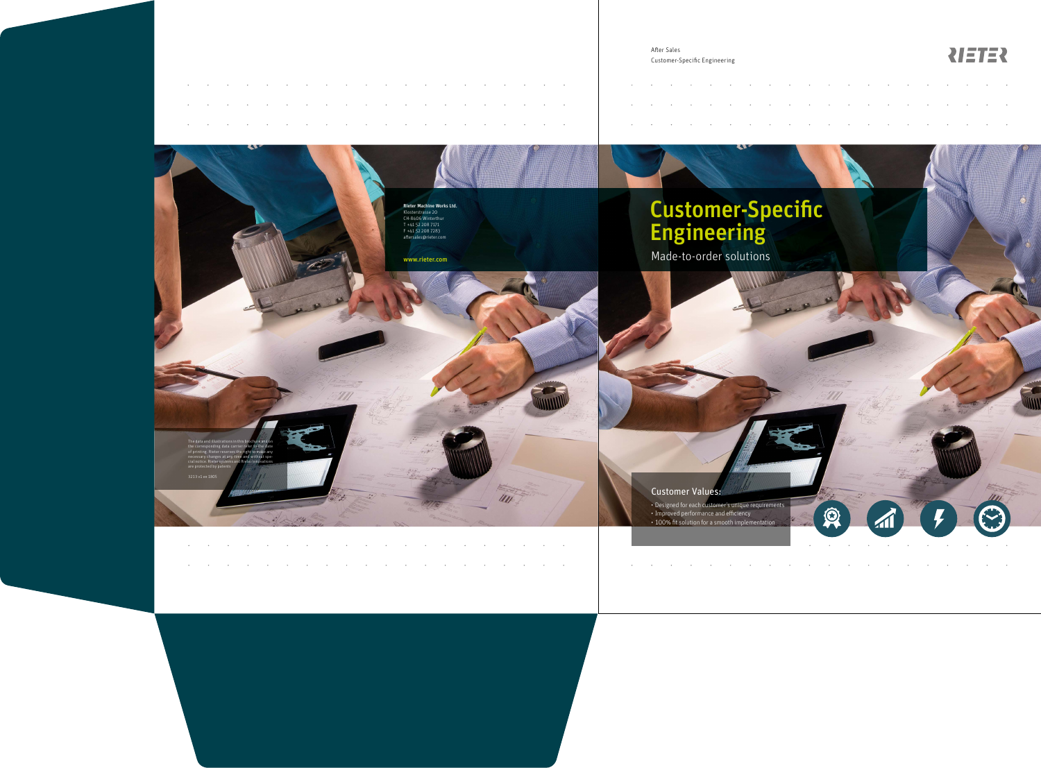After Sales
Customer-Specific Engineering

# Customer-Specific Engineering

Made-to-order solutions

Customer Values:

- Designed for each customer's unique requirements
- Improved performance and efficiency
- 100% fit solution for a smooth implementation

**Rieter Machine Works Ltd.**
Klosterstrasse 20
CH-8406 Winterthur
T +41 52 208 7171
F +41 52 208 7283
aftersales@rieter.com

**www.rieter.com**

The data and illustrations in this brochure and on the corresponding data carrier refer to the date of printing. Rieter reserves the right to make any necessary changes at any time and without special notice. Rieter systems and Rieter innovations are protected by patents.

3213 v1 en 1805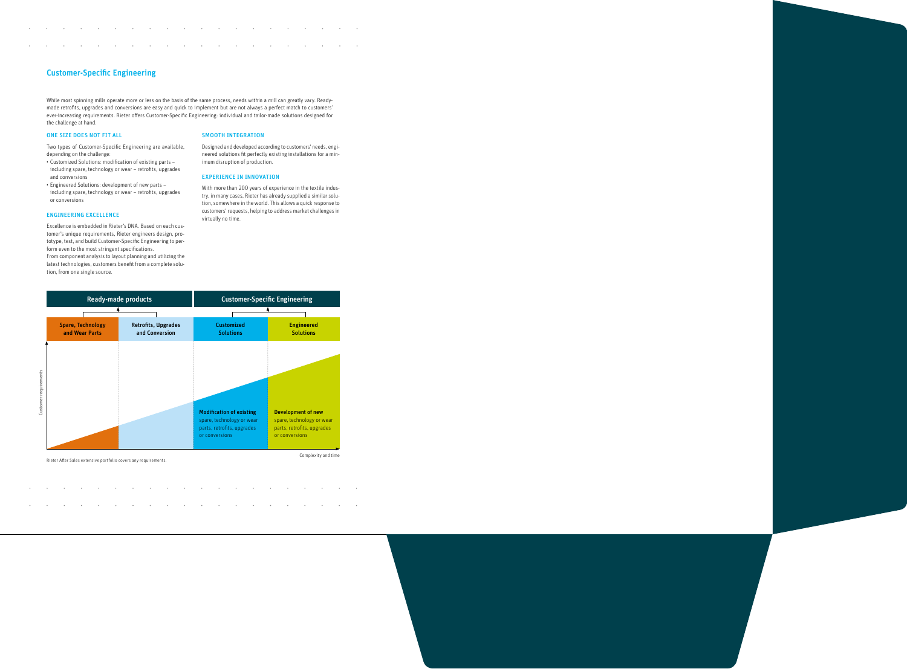## Customer-Specific Engineering

While most spinning mills operate more or less on the basis of the same process, needs within a mill can greatly vary. Ready-made retrofits, upgrades and conversions are easy and quick to implement but are not always a perfect match to customers' ever-increasing requirements. Rieter offers Customer-Specific Engineering: individual and tailor-made solutions designed for the challenge at hand.

### ONE SIZE DOES NOT FIT ALL

Two types of Customer-Specific Engineering are available, depending on the challenge:

- Customized Solutions: modification of existing parts – including spare, technology or wear – retrofits, upgrades and conversions
- Engineered Solutions: development of new parts – including spare, technology or wear – retrofits, upgrades or conversions

### ENGINEERING EXCELLENCE

Excellence is embedded in Rieter's DNA. Based on each customer's unique requirements, Rieter engineers design, prototype, test, and build Customer-Specific Engineering to perform even to the most stringent specifications.
From component analysis to layout planning and utilizing the latest technologies, customers benefit from a complete solution, from one single source.

### SMOOTH INTEGRATION

Designed and developed according to customers' needs, engineered solutions fit perfectly existing installations for a minimum disruption of production.

### EXPERIENCE IN INNOVATION

With more than 200 years of experience in the textile industry, in many cases, Rieter has already supplied a similar solution, somewhere in the world. This allows a quick response to customers' requests, helping to address market challenges in virtually no time.

Ready-made products

Customer-Specific Engineering

Spare, Technology and Wear Parts

Retrofits, Upgrades and Conversion

Customized Solutions

Engineered Solutions

**Modification of existing** spare, technology or wear parts, retrofits, upgrades or conversions

**Development of new** spare, technology or wear parts, retrofits, upgrades or conversions

Customer requirements

Complexity and time

Rieter After Sales extensive portfolio covers any requirements.